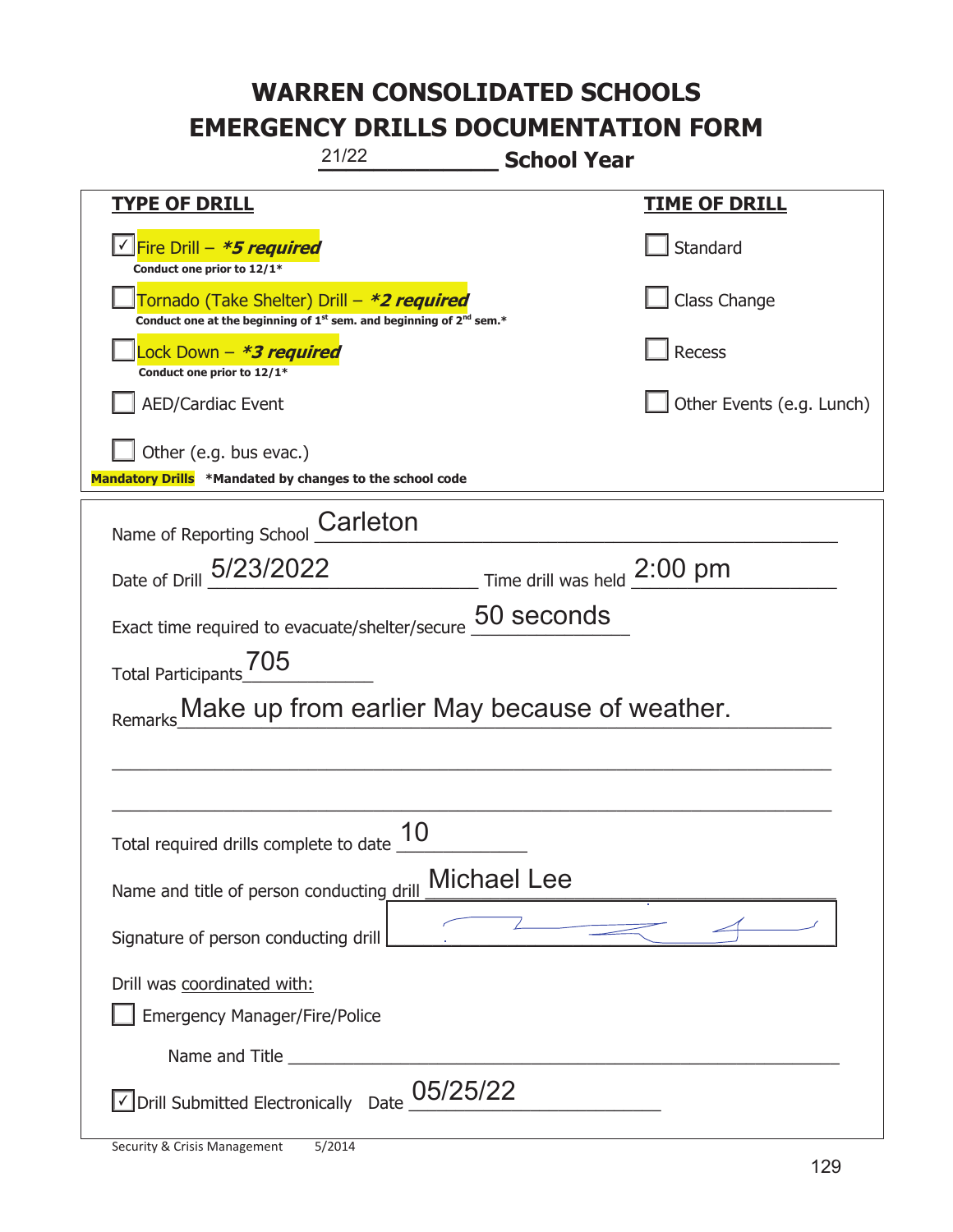# WARREN CONSOLIDATED SCHOOLS
# EMERGENCY DRILLS DOCUMENTATION FORM

21/22 **School Year**

| **TYPE OF DRILL** | **TIME OF DRILL** |
|---|---|
| ☑ Fire Drill – ***\*5 required*** <br> **Conduct one prior to 12/1\*** | ☐ Standard |
| ☐ Tornado (Take Shelter) Drill – ***\*2 required*** <br> **Conduct one at the beginning of 1st sem. and beginning of 2nd sem.\*** | ☐ Class Change |
| ☐ Lock Down – ***\*3 required*** <br> **Conduct one prior to 12/1\*** | ☐ Recess |
| ☐ AED/Cardiac Event | ☐ Other Events (e.g. Lunch) |
| ☐ Other (e.g. bus evac.) | |

**Mandatory Drills** **\*Mandated by changes to the school code**

Name of Reporting School: Carleton

Date of Drill: 5/23/2022 Time drill was held: 2:00 pm

Exact time required to evacuate/shelter/secure: 50 seconds

Total Participants: 705

Remarks: Make up from earlier May because of weather.

Total required drills complete to date: 10

Name and title of person conducting drill: Michael Lee

Signature of person conducting drill: [signature]

Drill was coordinated with:

☐ Emergency Manager/Fire/Police

Name and Title: ____________________

☑ Drill Submitted Electronically Date: 05/25/22

Security & Crisis Management 5/2014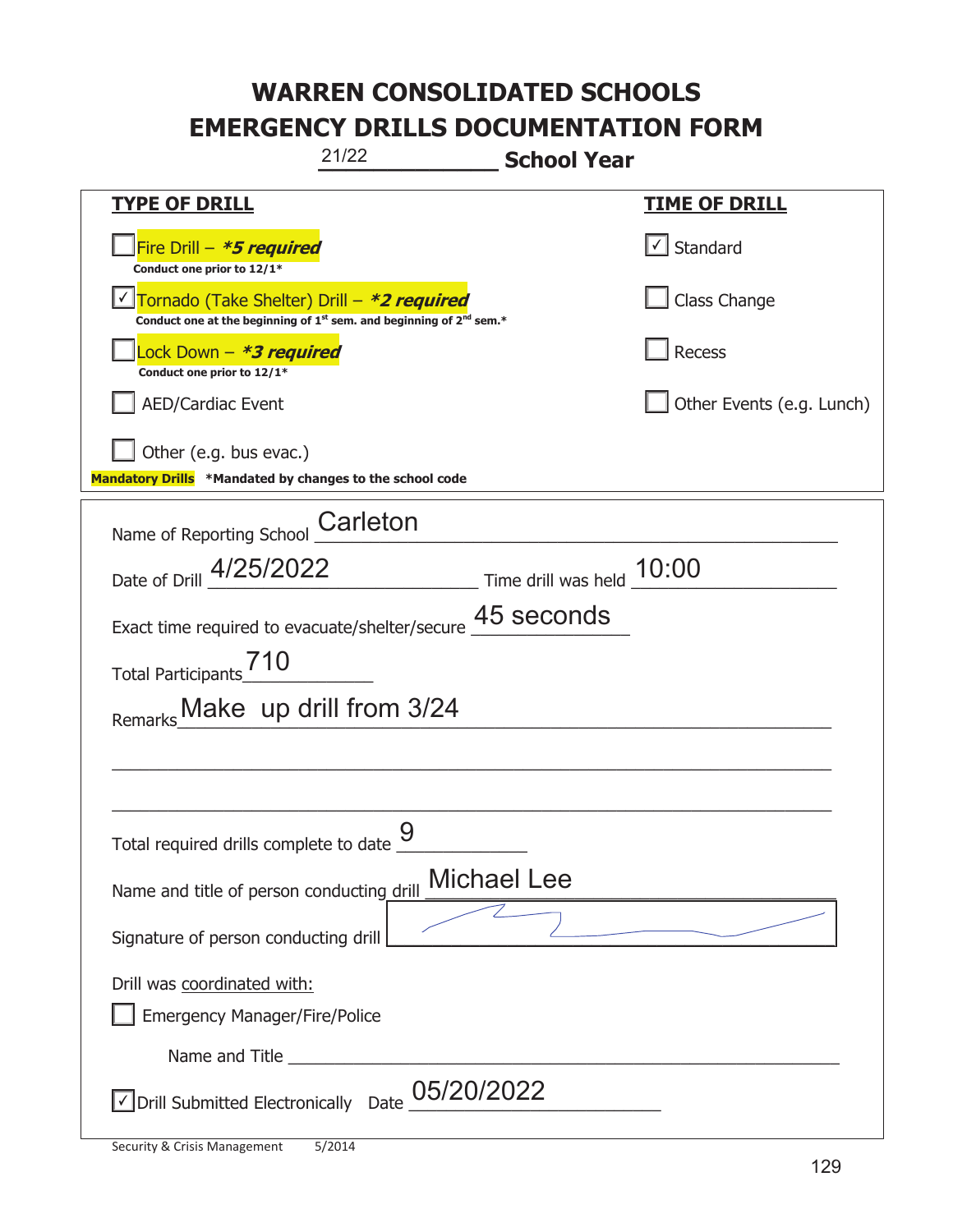# WARREN CONSOLIDATED SCHOOLS
# EMERGENCY DRILLS DOCUMENTATION FORM

21/22 **School Year**

| **TYPE OF DRILL** | **TIME OF DRILL** |
|---|---|
| ☐ Fire Drill – ***5 required*** <br> **Conduct one prior to 12/1*** | ☑ Standard |
| ☑ Tornado (Take Shelter) Drill – ***2 required*** <br> **Conduct one at the beginning of 1st sem. and beginning of 2nd sem.*** | ☐ Class Change |
| ☐ Lock Down – ***3 required*** <br> **Conduct one prior to 12/1*** | ☐ Recess |
| ☐ AED/Cardiac Event | ☐ Other Events (e.g. Lunch) |
| ☐ Other (e.g. bus evac.) | |

**Mandatory Drills** **\*Mandated by changes to the school code**

Name of Reporting School: Carleton

Date of Drill: 4/25/2022 Time drill was held: 10:00

Exact time required to evacuate/shelter/secure: 45 seconds

Total Participants: 710

Remarks: Make up drill from 3/24

Total required drills complete to date: 9

Name and title of person conducting drill: Michael Lee

Signature of person conducting drill: [signature]

Drill was coordinated with:

☐ Emergency Manager/Fire/Police

Name and Title ______________________

☑ Drill Submitted Electronically Date: 05/20/2022

Security & Crisis Management 5/2014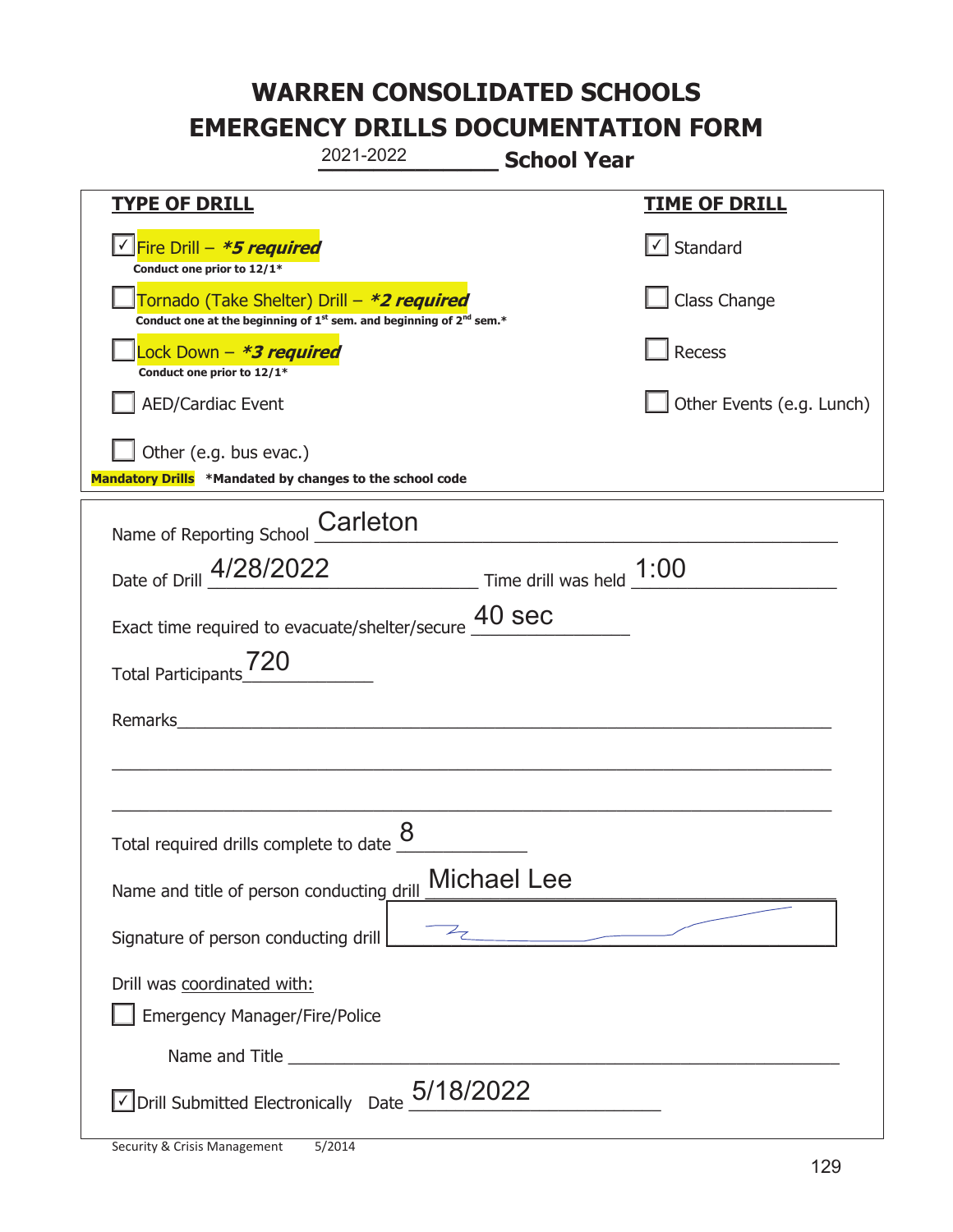# WARREN CONSOLIDATED SCHOOLS
# EMERGENCY DRILLS DOCUMENTATION FORM

2021-2022 **School Year**

| **TYPE OF DRILL** | **TIME OF DRILL** |
|---|---|
| ☑ Fire Drill – ***5 required*** <br> **Conduct one prior to 12/1*** | ☑ Standard |
| ☐ Tornado (Take Shelter) Drill – ***2 required*** <br> **Conduct one at the beginning of 1st sem. and beginning of 2nd sem.*** | ☐ Class Change |
| ☐ Lock Down – ***3 required*** <br> **Conduct one prior to 12/1*** | ☐ Recess |
| ☐ AED/Cardiac Event | ☐ Other Events (e.g. Lunch) |
| ☐ Other (e.g. bus evac.) | |

**Mandatory Drills** **\*Mandated by changes to the school code**

Name of Reporting School: Carleton

Date of Drill: 4/28/2022 Time drill was held: 1:00

Exact time required to evacuate/shelter/secure: 40 sec

Total Participants: 720

Remarks: ______________________________

Total required drills complete to date: 8

Name and title of person conducting drill: Michael Lee

Signature of person conducting drill: [signature]

Drill was coordinated with:

☐ Emergency Manager/Fire/Police

Name and Title ______________________________

☑ Drill Submitted Electronically Date: 5/18/2022

Security & Crisis Management 5/2014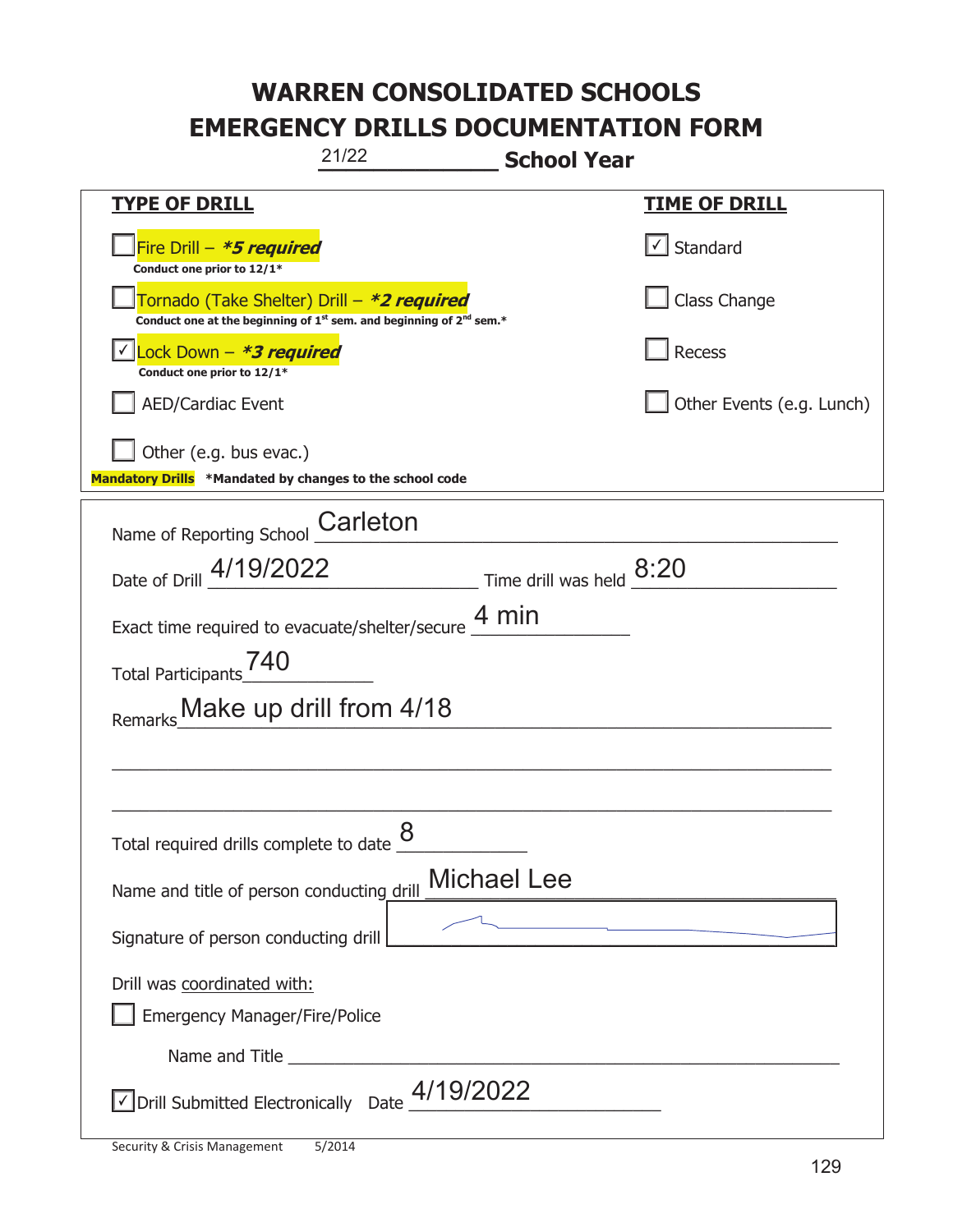# WARREN CONSOLIDATED SCHOOLS
# EMERGENCY DRILLS DOCUMENTATION FORM

21/22 **School Year**

| **TYPE OF DRILL** | **TIME OF DRILL** |
|---|---|
| ☐ Fire Drill – ***5 required*** <br> **Conduct one prior to 12/1*** | ☑ Standard |
| ☐ Tornado (Take Shelter) Drill – ***2 required*** <br> **Conduct one at the beginning of 1st sem. and beginning of 2nd sem.*** | ☐ Class Change |
| ☑ Lock Down – ***3 required*** <br> **Conduct one prior to 12/1*** | ☐ Recess |
| ☐ AED/Cardiac Event | ☐ Other Events (e.g. Lunch) |
| ☐ Other (e.g. bus evac.) | |

**Mandatory Drills** **\*Mandated by changes to the school code**

Name of Reporting School: Carleton

Date of Drill: 4/19/2022 Time drill was held: 8:20

Exact time required to evacuate/shelter/secure: 4 min

Total Participants: 740

Remarks: Make up drill from 4/18

Total required drills complete to date: 8

Name and title of person conducting drill: Michael Lee

Signature of person conducting drill: [signature]

Drill was coordinated with:

☐ Emergency Manager/Fire/Police

Name and Title: ______

☑ Drill Submitted Electronically Date: 4/19/2022

Security & Crisis Management 5/2014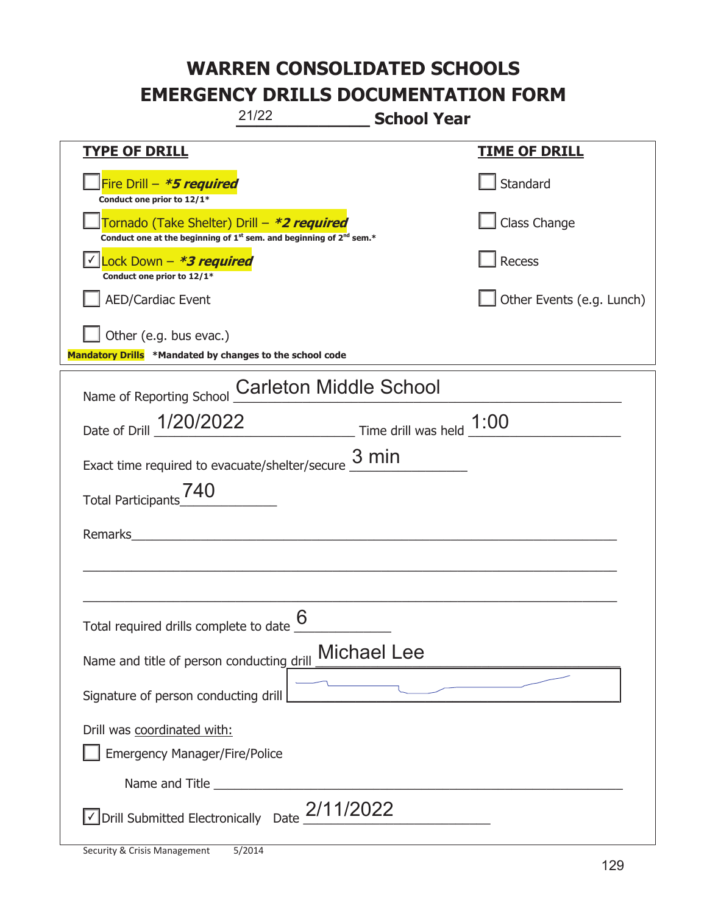# WARREN CONSOLIDATED SCHOOLS
# EMERGENCY DRILLS DOCUMENTATION FORM

21/22 **School Year**

| **TYPE OF DRILL** | **TIME OF DRILL** |
|---|---|
| ☐ Fire Drill – ***5 required** <br> **Conduct one prior to 12/1*** | ☐ Standard |
| ☐ Tornado (Take Shelter) Drill – ***2 required** <br> **Conduct one at the beginning of 1st sem. and beginning of 2nd sem.*** | ☐ Class Change |
| ☑ Lock Down – ***3 required** <br> **Conduct one prior to 12/1*** | ☐ Recess |
| ☐ AED/Cardiac Event | ☐ Other Events (e.g. Lunch) |
| ☐ Other (e.g. bus evac.) | |

**Mandatory Drills** **\*Mandated by changes to the school code**

Name of Reporting School: Carleton Middle School

Date of Drill: 1/20/2022 Time drill was held: 1:00

Exact time required to evacuate/shelter/secure: 3 min

Total Participants: 740

Remarks: ______

Total required drills complete to date: 6

Name and title of person conducting drill: Michael Lee

Signature of person conducting drill: [signature]

Drill was coordinated with:

☐ Emergency Manager/Fire/Police

Name and Title ______

☑ Drill Submitted Electronically Date: 2/11/2022

Security & Crisis Management 5/2014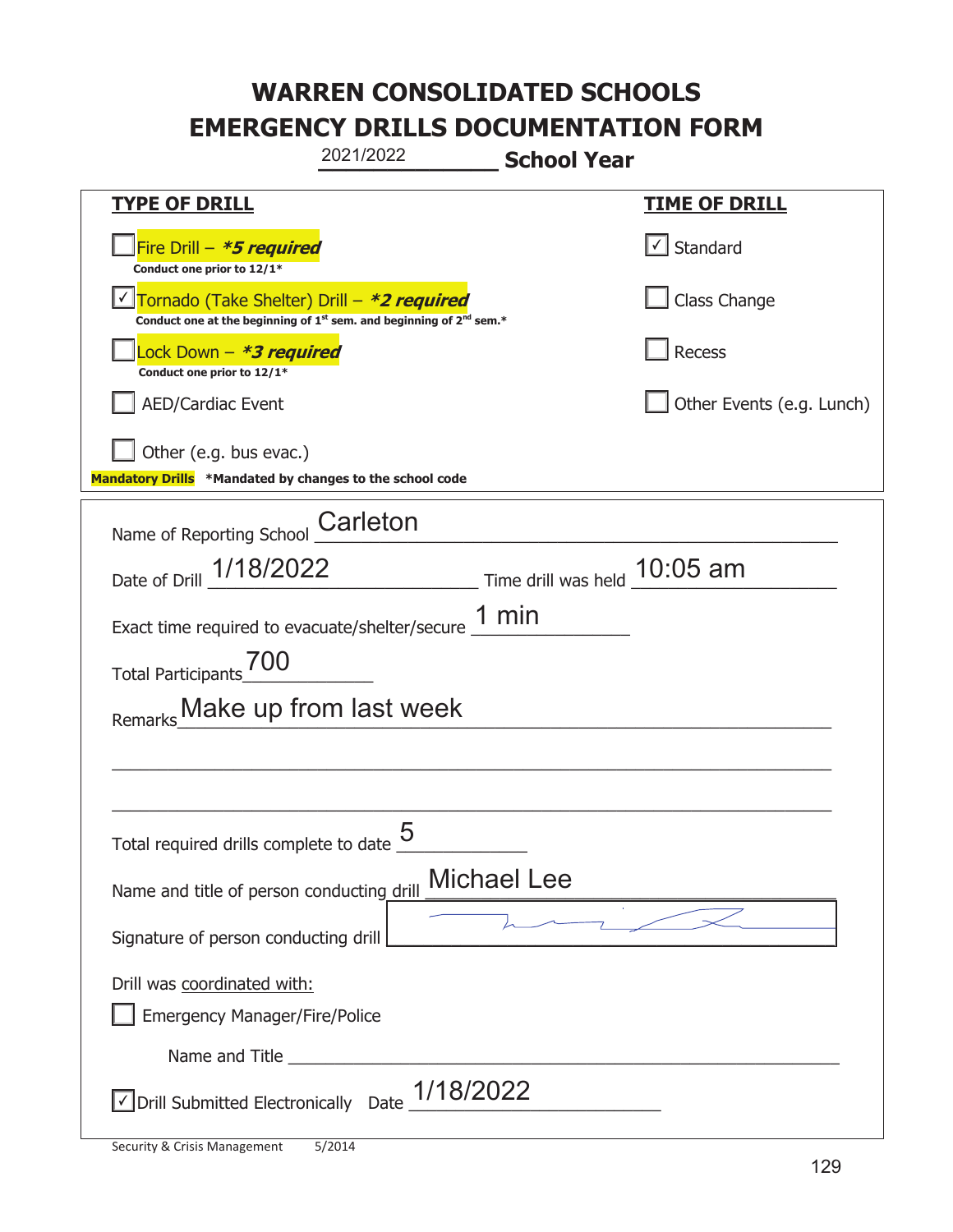# WARREN CONSOLIDATED SCHOOLS
# EMERGENCY DRILLS DOCUMENTATION FORM

2021/2022 **School Year**

| **TYPE OF DRILL** | **TIME OF DRILL** |
|---|---|
| ☐ Fire Drill – ***5 required*** <br> **Conduct one prior to 12/1*** | ☑ Standard |
| ☑ Tornado (Take Shelter) Drill – ***2 required*** <br> **Conduct one at the beginning of 1st sem. and beginning of 2nd sem.*** | ☐ Class Change |
| ☐ Lock Down – ***3 required*** <br> **Conduct one prior to 12/1*** | ☐ Recess |
| ☐ AED/Cardiac Event | ☐ Other Events (e.g. Lunch) |
| ☐ Other (e.g. bus evac.) | |

**Mandatory Drills** ***Mandated by changes to the school code**

Name of Reporting School: Carleton

Date of Drill: 1/18/2022 Time drill was held: 10:05 am

Exact time required to evacuate/shelter/secure: 1 min

Total Participants: 700

Remarks: Make up from last week

Total required drills complete to date: 5

Name and title of person conducting drill: Michael Lee

Signature of person conducting drill: [signature]

Drill was coordinated with:

☐ Emergency Manager/Fire/Police

Name and Title: ______

☑ Drill Submitted Electronically Date: 1/18/2022

Security & Crisis Management 5/2014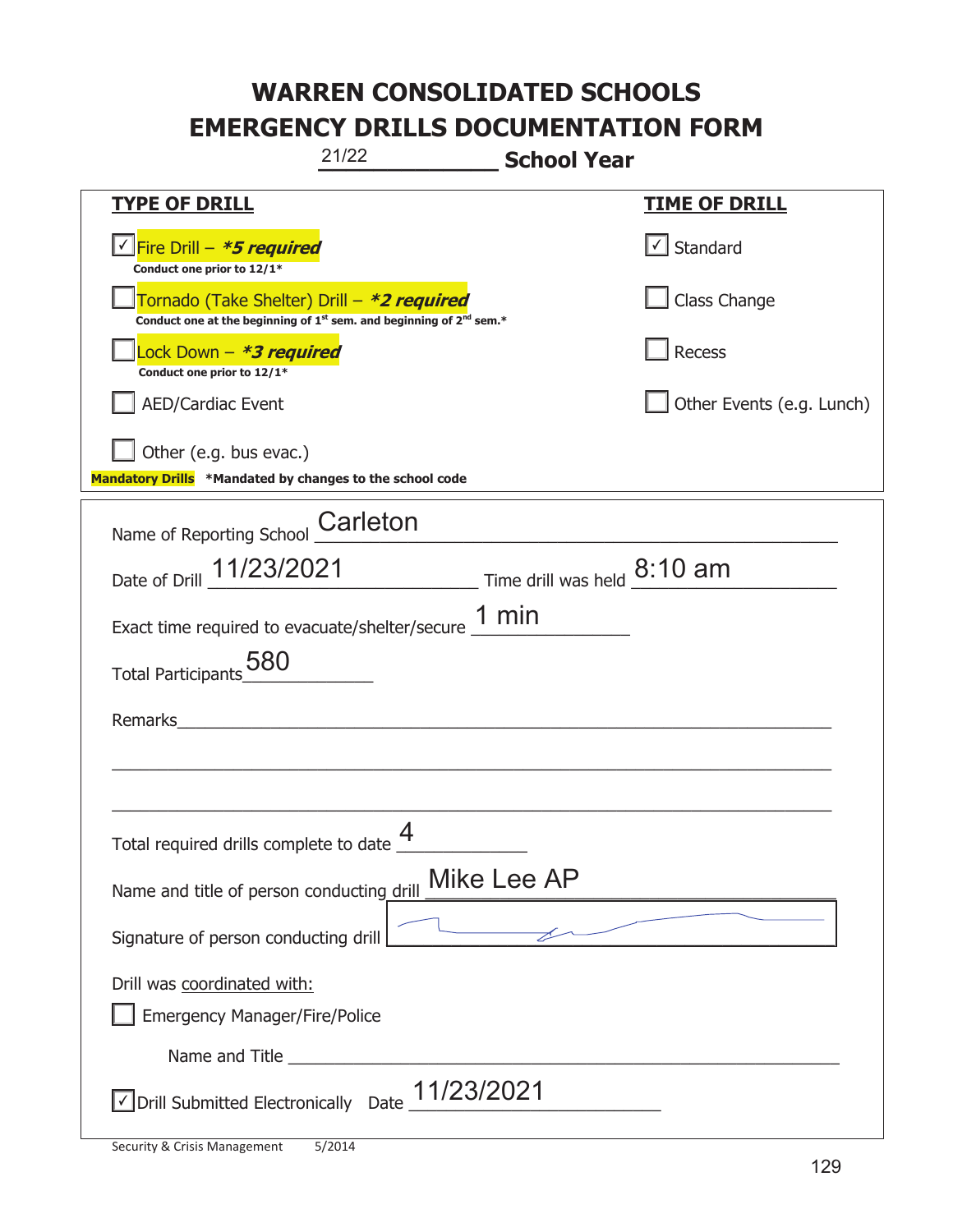# WARREN CONSOLIDATED SCHOOLS
# EMERGENCY DRILLS DOCUMENTATION FORM

21/22 **School Year**

| **TYPE OF DRILL** | **TIME OF DRILL** |
|---|---|
| ☑ Fire Drill – ***5 required*** <br> **Conduct one prior to 12/1*** | ☑ Standard |
| ☐ Tornado (Take Shelter) Drill – ***2 required*** <br> **Conduct one at the beginning of 1st sem. and beginning of 2nd sem.*** | ☐ Class Change |
| ☐ Lock Down – ***3 required*** <br> **Conduct one prior to 12/1*** | ☐ Recess |
| ☐ AED/Cardiac Event | ☐ Other Events (e.g. Lunch) |
| ☐ Other (e.g. bus evac.) | |

**Mandatory Drills** **\*Mandated by changes to the school code**

Name of Reporting School: Carleton

Date of Drill: 11/23/2021 Time drill was held: 8:10 am

Exact time required to evacuate/shelter/secure: 1 min

Total Participants: 580

Remarks: ______________________________

Total required drills complete to date: 4

Name and title of person conducting drill: Mike Lee AP

Signature of person conducting drill: [signature]

Drill was coordinated with:

☐ Emergency Manager/Fire/Police

Name and Title ______________________________

☑ Drill Submitted Electronically Date: 11/23/2021

Security & Crisis Management 5/2014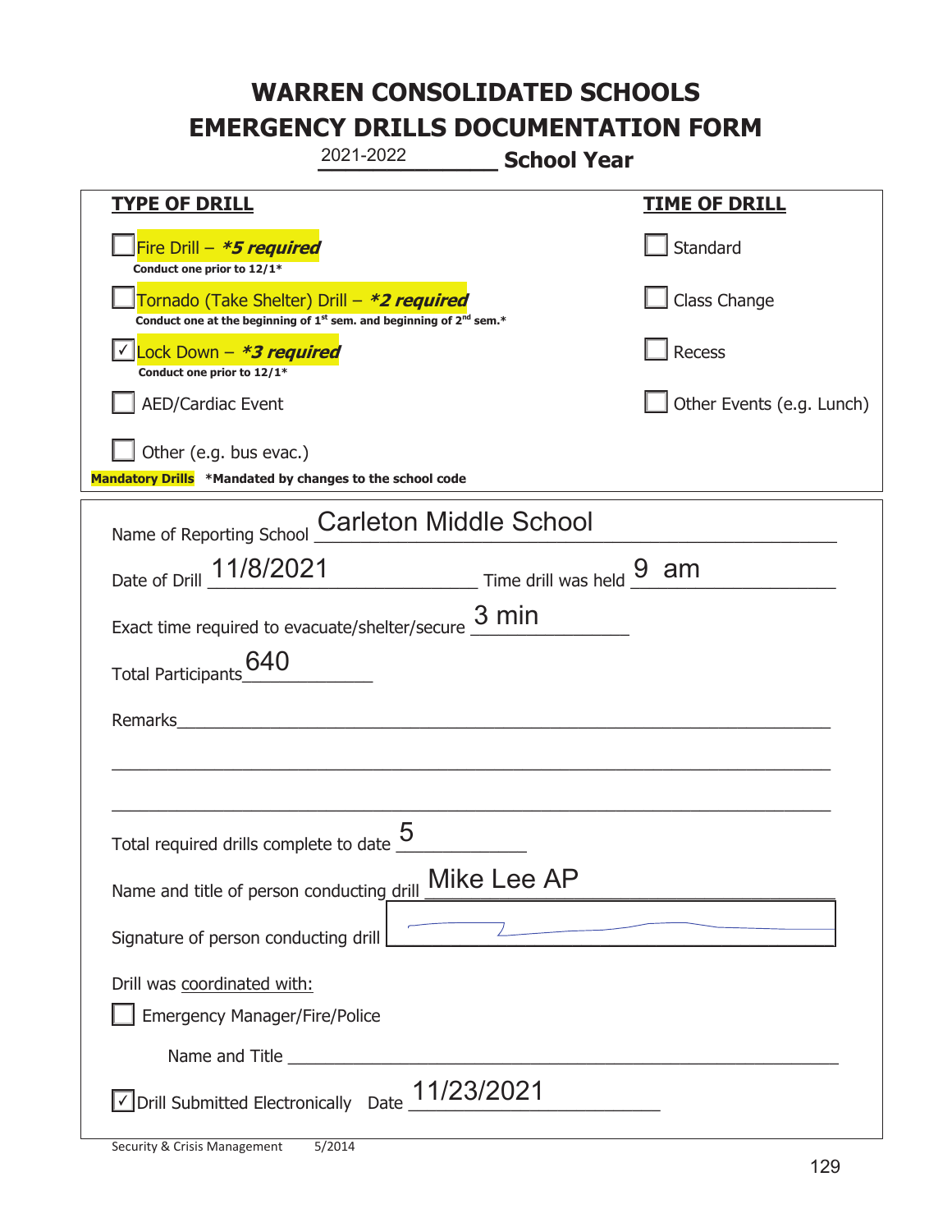# WARREN CONSOLIDATED SCHOOLS
# EMERGENCY DRILLS DOCUMENTATION FORM

2021-2022 **School Year**

| **TYPE OF DRILL** | **TIME OF DRILL** |
|---|---|
| ☐ Fire Drill – ***5 required*** <br> **Conduct one prior to 12/1*** | ☐ Standard |
| ☐ Tornado (Take Shelter) Drill – ***2 required*** <br> **Conduct one at the beginning of 1st sem. and beginning of 2nd sem.*** | ☐ Class Change |
| ☑ Lock Down – ***3 required*** <br> **Conduct one prior to 12/1*** | ☐ Recess |
| ☐ AED/Cardiac Event | ☐ Other Events (e.g. Lunch) |
| ☐ Other (e.g. bus evac.) | |

**Mandatory Drills** **\*Mandated by changes to the school code**

Name of Reporting School: Carleton Middle School

Date of Drill: 11/8/2021 Time drill was held: 9 am

Exact time required to evacuate/shelter/secure: 3 min

Total Participants: 640

Remarks: ____________________

Total required drills complete to date: 5

Name and title of person conducting drill: Mike Lee AP

Signature of person conducting drill: [signature]

Drill was coordinated with:

☐ Emergency Manager/Fire/Police

Name and Title ____________________

☑ Drill Submitted Electronically Date: 11/23/2021

Security & Crisis Management 5/2014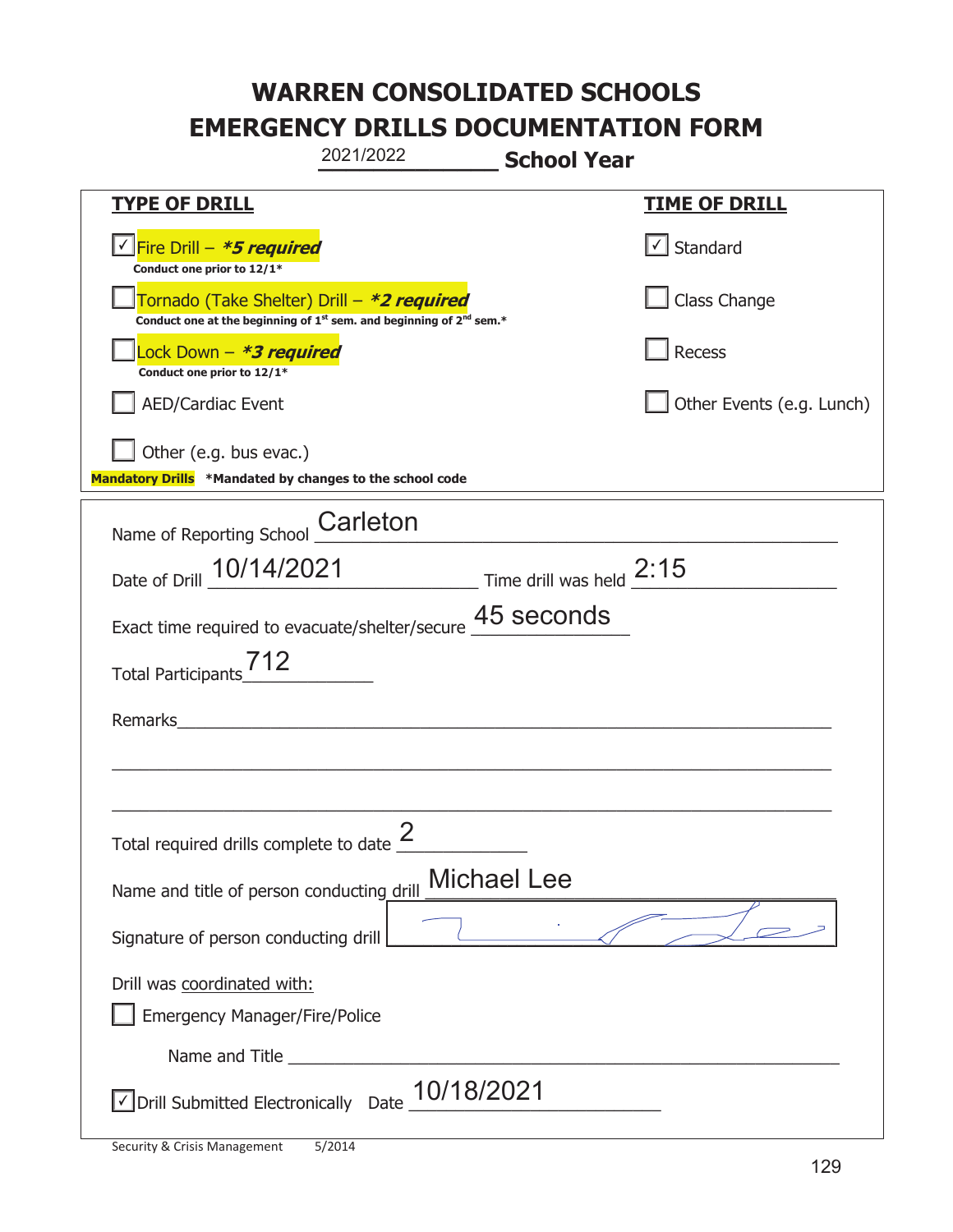# WARREN CONSOLIDATED SCHOOLS
# EMERGENCY DRILLS DOCUMENTATION FORM

2021/2022 **School Year**

| **TYPE OF DRILL** | **TIME OF DRILL** |
|---|---|
| ☑ Fire Drill – ***5 required*** <br> **Conduct one prior to 12/1*** | ☑ Standard |
| ☐ Tornado (Take Shelter) Drill – ***2 required*** <br> **Conduct one at the beginning of 1st sem. and beginning of 2nd sem.*** | ☐ Class Change |
| ☐ Lock Down – ***3 required*** <br> **Conduct one prior to 12/1*** | ☐ Recess |
| ☐ AED/Cardiac Event | ☐ Other Events (e.g. Lunch) |
| ☐ Other (e.g. bus evac.) | |

**Mandatory Drills** **\*Mandated by changes to the school code**

Name of Reporting School: Carleton

Date of Drill: 10/14/2021 Time drill was held: 2:15

Exact time required to evacuate/shelter/secure: 45 seconds

Total Participants: 712

Remarks: ____________________

Total required drills complete to date: 2

Name and title of person conducting drill: Michael Lee

Signature of person conducting drill: [signature]

Drill was coordinated with:

☐ Emergency Manager/Fire/Police

Name and Title ____________________

☑ Drill Submitted Electronically Date: 10/18/2021

Security & Crisis Management 5/2014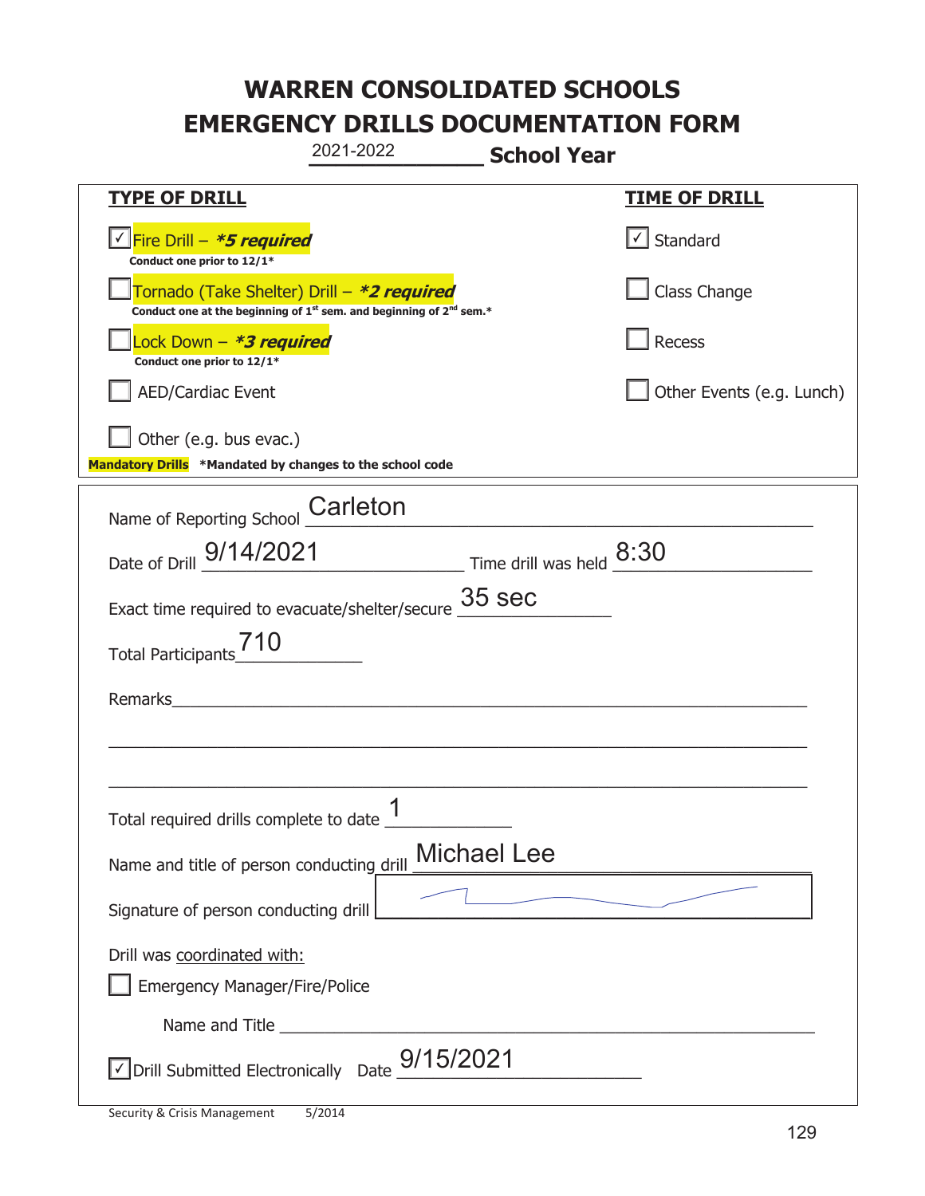# WARREN CONSOLIDATED SCHOOLS
# EMERGENCY DRILLS DOCUMENTATION FORM

2021-2022 **School Year**

| **TYPE OF DRILL** | **TIME OF DRILL** |
|---|---|
| ☑ Fire Drill – ***5 required*** <br> **Conduct one prior to 12/1*** | ☑ Standard |
| ☐ Tornado (Take Shelter) Drill – ***2 required*** <br> **Conduct one at the beginning of 1st sem. and beginning of 2nd sem.*** | ☐ Class Change |
| ☐ Lock Down – ***3 required*** <br> **Conduct one prior to 12/1*** | ☐ Recess |
| ☐ AED/Cardiac Event | ☐ Other Events (e.g. Lunch) |
| ☐ Other (e.g. bus evac.) | |

**Mandatory Drills** ***Mandated by changes to the school code**

Name of Reporting School: Carleton

Date of Drill: 9/14/2021 Time drill was held: 8:30

Exact time required to evacuate/shelter/secure: 35 sec

Total Participants: 710

Remarks: ____________________

Total required drills complete to date: 1

Name and title of person conducting drill: Michael Lee

Signature of person conducting drill: [signature]

Drill was coordinated with:

☐ Emergency Manager/Fire/Police

Name and Title ____________________

☑ Drill Submitted Electronically Date: 9/15/2021

Security & Crisis Management 5/2014